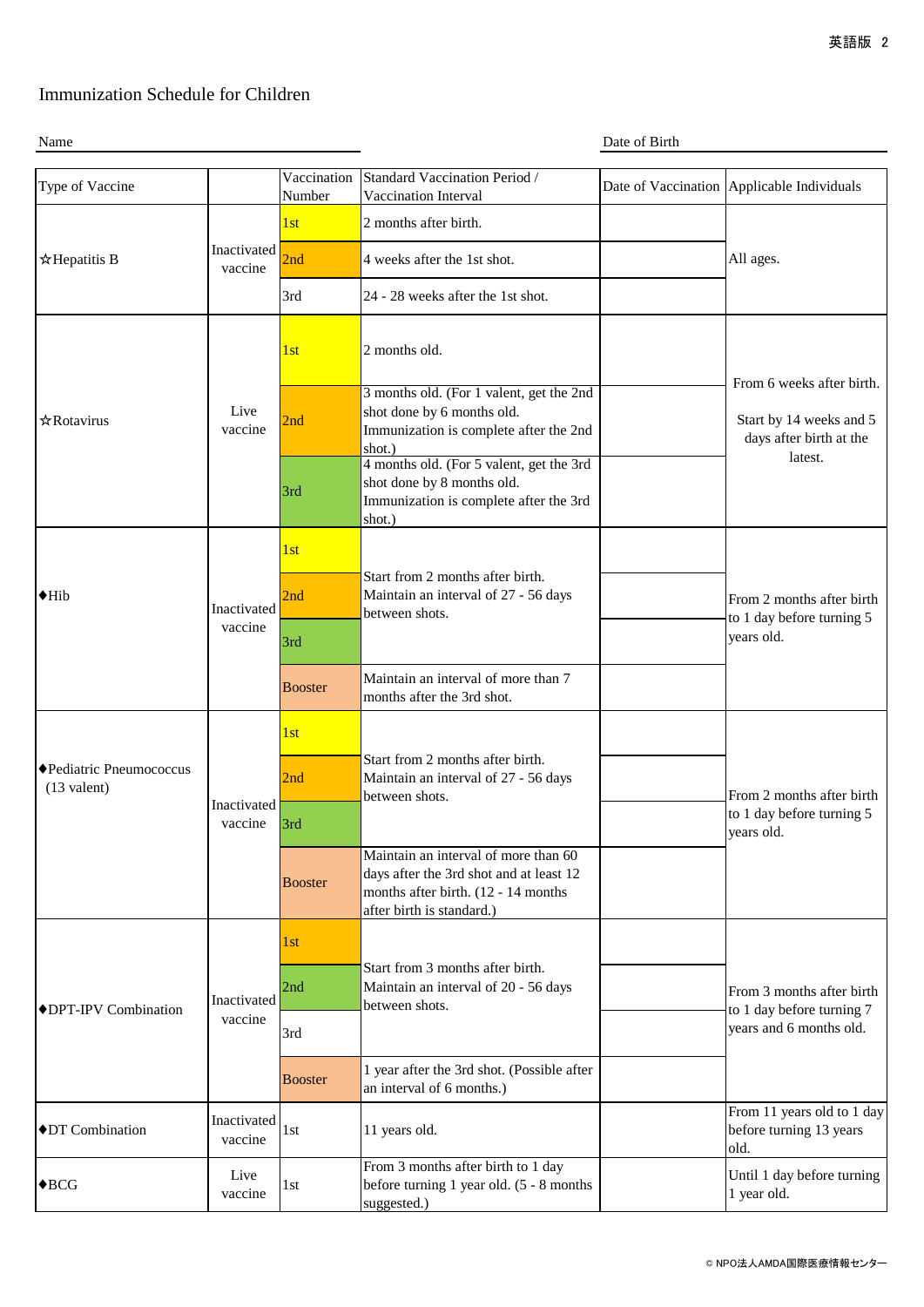# Immunization Schedule for Children

Name ____________________ Date of Birth ____________________

| Type of Vaccine | | Vaccination Number | Standard Vaccination Period / Vaccination Interval | Date of Vaccination | Applicable Individuals |
|---|---|---|---|---|---|
| ☆Hepatitis B | Inactivated vaccine | 1st | 2 months after birth. | | All ages. |
| | | 2nd | 4 weeks after the 1st shot. | | |
| | | 3rd | 24 - 28 weeks after the 1st shot. | | |
| ☆Rotavirus | Live vaccine | 1st | 2 months old. | | From 6 weeks after birth. Start by 14 weeks and 5 days after birth at the latest. |
| | | 2nd | 3 months old. (For 1 valent, get the 2nd shot done by 6 months old. Immunization is complete after the 2nd shot.) | | |
| | | 3rd | 4 months old. (For 5 valent, get the 3rd shot done by 8 months old. Immunization is complete after the 3rd shot.) | | |
| ◆Hib | Inactivated vaccine | 1st | Start from 2 months after birth. Maintain an interval of 27 - 56 days between shots. | | From 2 months after birth to 1 day before turning 5 years old. |
| | | 2nd | | | |
| | | 3rd | | | |
| | | Booster | Maintain an interval of more than 7 months after the 3rd shot. | | |
| ◆Pediatric Pneumococcus (13 valent) | Inactivated vaccine | 1st | Start from 2 months after birth. Maintain an interval of 27 - 56 days between shots. | | From 2 months after birth to 1 day before turning 5 years old. |
| | | 2nd | | | |
| | | 3rd | | | |
| | | Booster | Maintain an interval of more than 60 days after the 3rd shot and at least 12 months after birth. (12 - 14 months after birth is standard.) | | |
| ◆DPT-IPV Combination | Inactivated vaccine | 1st | Start from 3 months after birth. Maintain an interval of 20 - 56 days between shots. | | From 3 months after birth to 1 day before turning 7 years and 6 months old. |
| | | 2nd | | | |
| | | 3rd | | | |
| | | Booster | 1 year after the 3rd shot. (Possible after an interval of 6 months.) | | |
| ◆DT Combination | Inactivated vaccine | 1st | 11 years old. | | From 11 years old to 1 day before turning 13 years old. |
| ◆BCG | Live vaccine | 1st | From 3 months after birth to 1 day before turning 1 year old. (5 - 8 months suggested.) | | Until 1 day before turning 1 year old. |

© NPO法人AMDA国際医療情報センター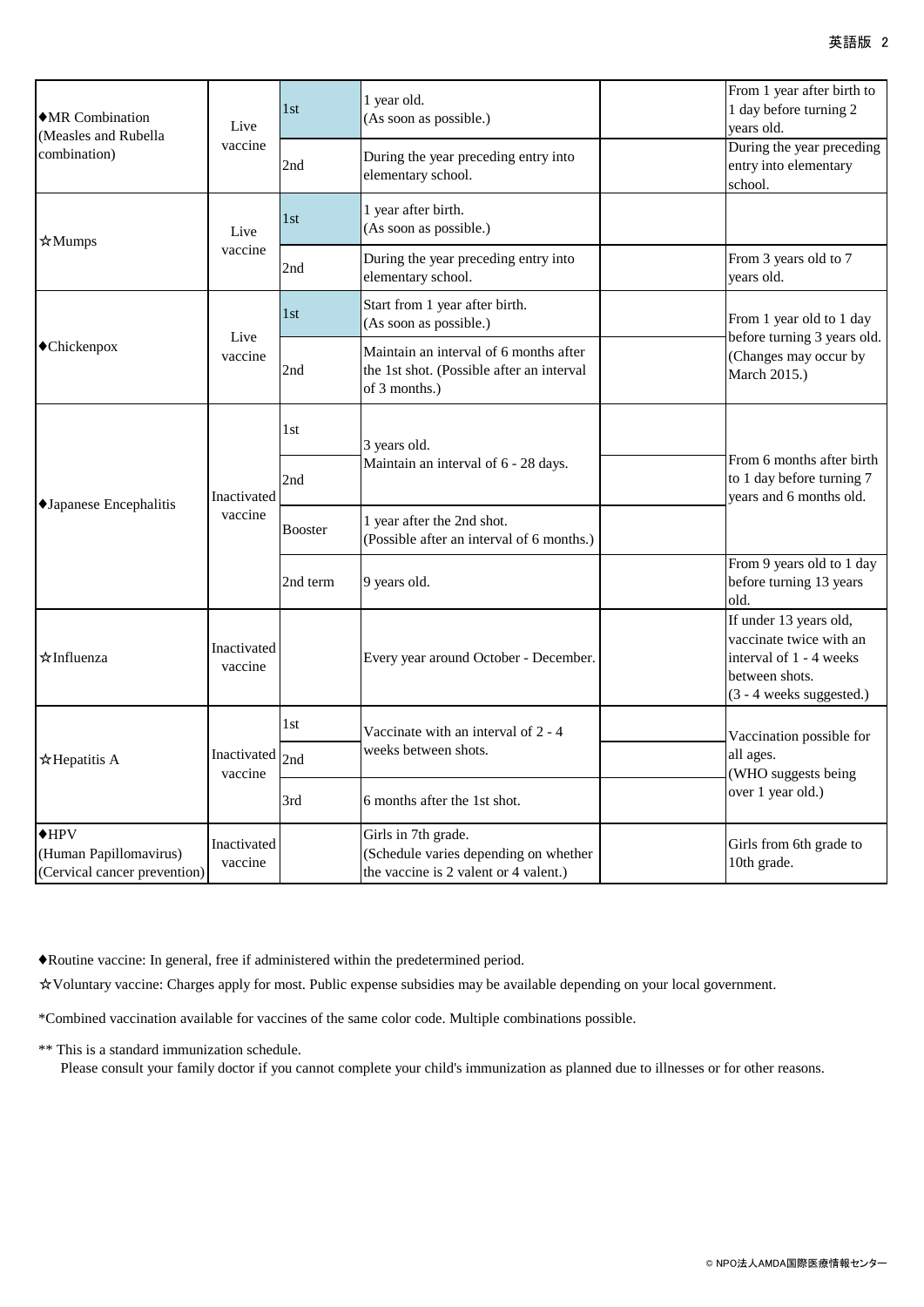| | | | | | |
|---|---|---|---|---|---|
| ◆MR Combination (Measles and Rubella combination) | Live vaccine | 1st | 1 year old. (As soon as possible.) | | From 1 year after birth to 1 day before turning 2 years old. |
| | | 2nd | During the year preceding entry into elementary school. | | During the year preceding entry into elementary school. |
| ☆Mumps | Live vaccine | 1st | 1 year after birth. (As soon as possible.) | | |
| | | 2nd | During the year preceding entry into elementary school. | | From 3 years old to 7 years old. |
| ◆Chickenpox | Live vaccine | 1st | Start from 1 year after birth. (As soon as possible.) | | From 1 year old to 1 day before turning 3 years old. (Changes may occur by March 2015.) |
| | | 2nd | Maintain an interval of 6 months after the 1st shot. (Possible after an interval of 3 months.) | | |
| ◆Japanese Encephalitis | Inactivated vaccine | 1st | 3 years old. Maintain an interval of 6 - 28 days. | | From 6 months after birth to 1 day before turning 7 years and 6 months old. |
| | | 2nd | | | |
| | | Booster | 1 year after the 2nd shot. (Possible after an interval of 6 months.) | | |
| | | 2nd term | 9 years old. | | From 9 years old to 1 day before turning 13 years old. |
| ☆Influenza | Inactivated vaccine | | Every year around October - December. | | If under 13 years old, vaccinate twice with an interval of 1 - 4 weeks between shots. (3 - 4 weeks suggested.) |
| ☆Hepatitis A | Inactivated vaccine | 1st | Vaccinate with an interval of 2 - 4 weeks between shots. | | Vaccination possible for all ages. (WHO suggests being over 1 year old.) |
| | | 2nd | | | |
| | | 3rd | 6 months after the 1st shot. | | |
| ◆HPV (Human Papillomavirus) (Cervical cancer prevention) | Inactivated vaccine | | Girls in 7th grade. (Schedule varies depending on whether the vaccine is 2 valent or 4 valent.) | | Girls from 6th grade to 10th grade. |

◆Routine vaccine: In general, free if administered within the predetermined period.

☆Voluntary vaccine: Charges apply for most. Public expense subsidies may be available depending on your local government.

*Combined vaccination available for vaccines of the same color code. Multiple combinations possible.

** This is a standard immunization schedule.
Please consult your family doctor if you cannot complete your child's immunization as planned due to illnesses or for other reasons.